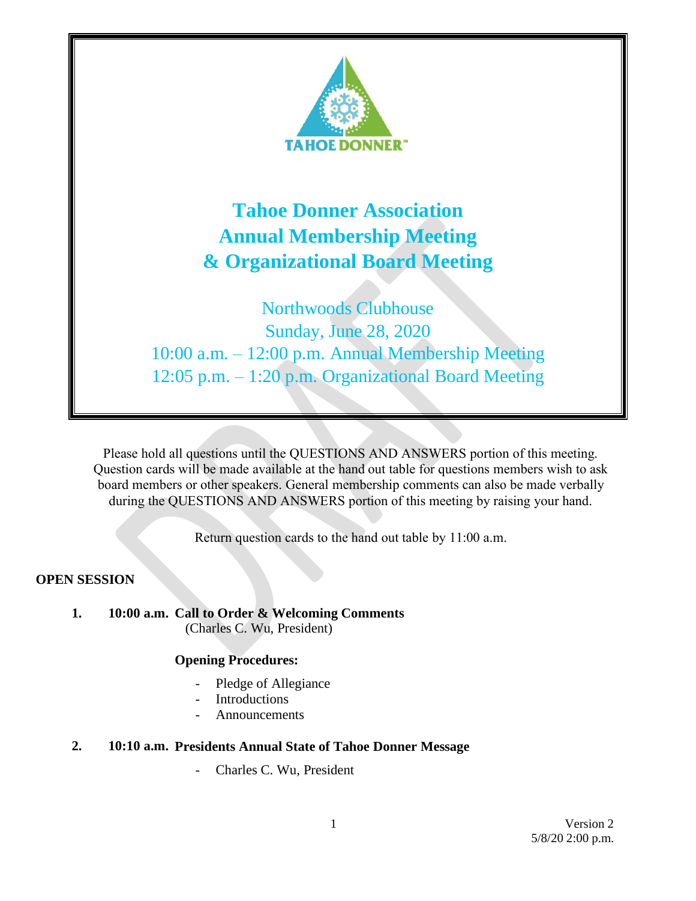# Tahoe Donner Association
# Annual Membership Meeting
# & Organizational Board Meeting

Northwoods Clubhouse
Sunday, June 28, 2020
10:00 a.m. – 12:00 p.m. Annual Membership Meeting
12:05 p.m. – 1:20 p.m. Organizational Board Meeting

Please hold all questions until the QUESTIONS AND ANSWERS portion of this meeting. Question cards will be made available at the hand out table for questions members wish to ask board members or other speakers. General membership comments can also be made verbally during the QUESTIONS AND ANSWERS portion of this meeting by raising your hand.

Return question cards to the hand out table by 11:00 a.m.

**OPEN SESSION**

1. **10:00 a.m. Call to Order & Welcoming Comments**
   (Charles C. Wu, President)

   **Opening Procedures:**

   - Pledge of Allegiance
   - Introductions
   - Announcements

2. **10:10 a.m. Presidents Annual State of Tahoe Donner Message**

   - Charles C. Wu, President

Version 2
5/8/20 2:00 p.m.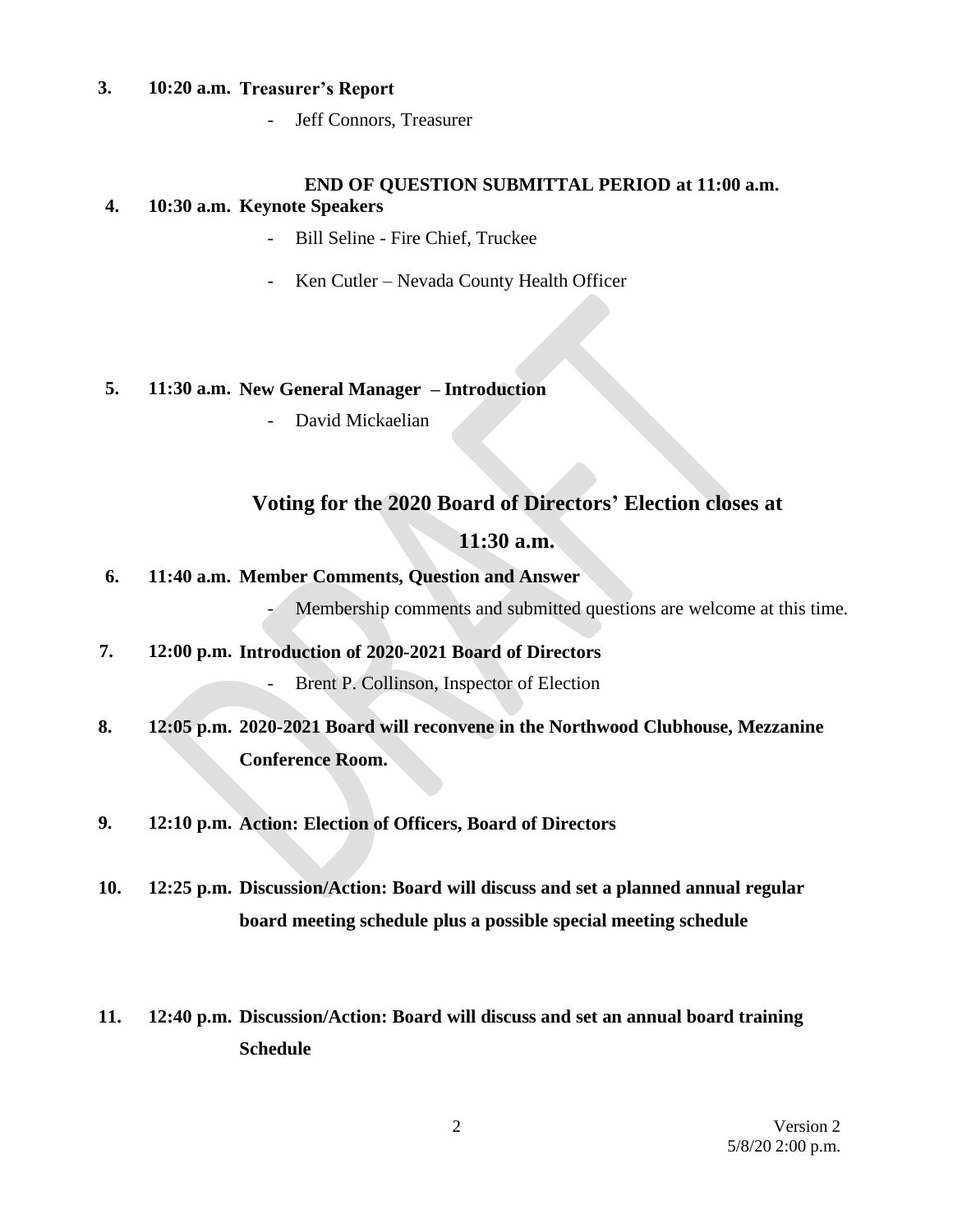**3. 10:20 a.m. Treasurer's Report**

- Jeff Connors, Treasurer

**END OF QUESTION SUBMITTAL PERIOD at 11:00 a.m.**

**4. 10:30 a.m. Keynote Speakers**

- Bill Seline - Fire Chief, Truckee
- Ken Cutler – Nevada County Health Officer

**5. 11:30 a.m. New General Manager – Introduction**

- David Mickaelian

## Voting for the 2020 Board of Directors' Election closes at 11:30 a.m.

**6. 11:40 a.m. Member Comments, Question and Answer**

- Membership comments and submitted questions are welcome at this time.

**7. 12:00 p.m. Introduction of 2020-2021 Board of Directors**

- Brent P. Collinson, Inspector of Election

**8. 12:05 p.m. 2020-2021 Board will reconvene in the Northwood Clubhouse, Mezzanine Conference Room.**

**9. 12:10 p.m. Action: Election of Officers, Board of Directors**

**10. 12:25 p.m. Discussion/Action: Board will discuss and set a planned annual regular board meeting schedule plus a possible special meeting schedule**

**11. 12:40 p.m. Discussion/Action: Board will discuss and set an annual board training Schedule**

Version 2
5/8/20 2:00 p.m.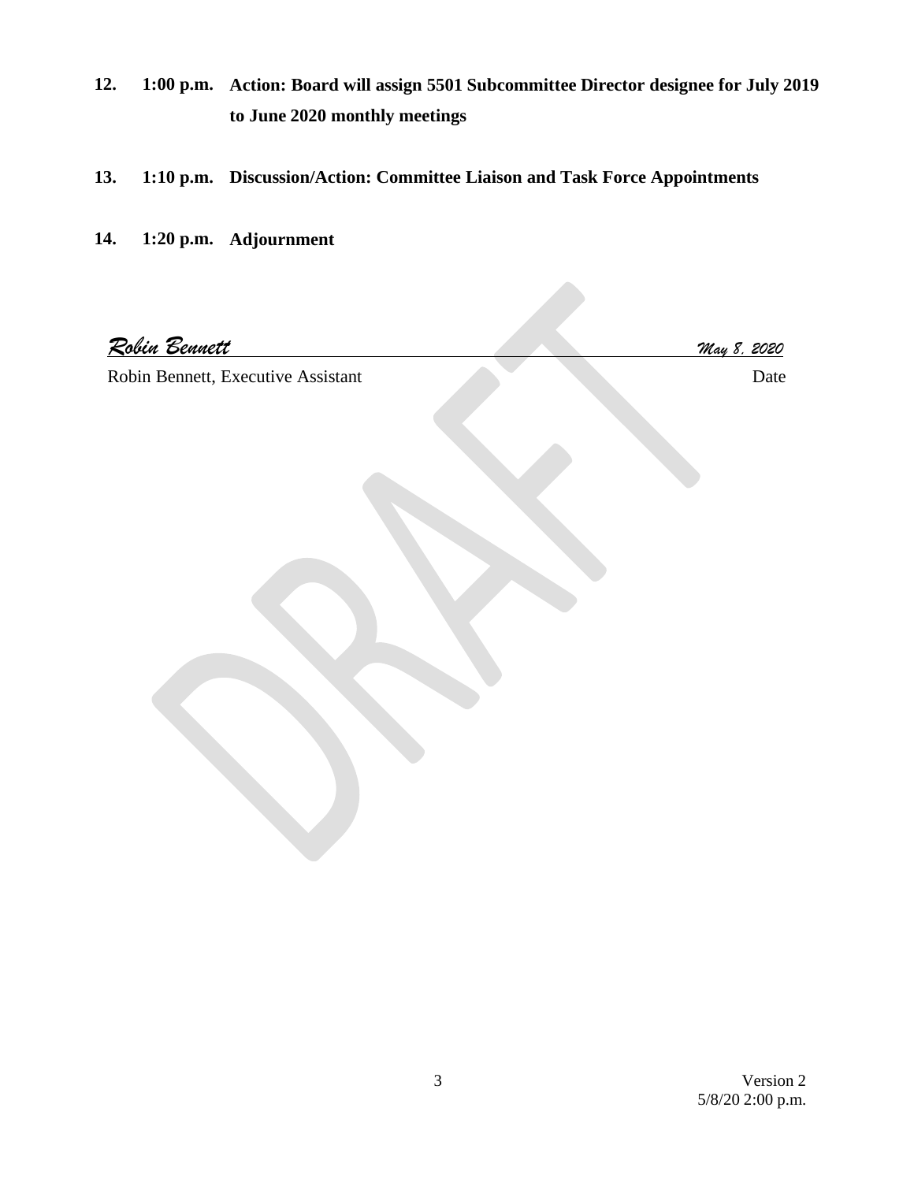**12. 1:00 p.m. Action: Board will assign 5501 Subcommittee Director designee for July 2019 to June 2020 monthly meetings**

**13. 1:10 p.m. Discussion/Action: Committee Liaison and Task Force Appointments**

**14. 1:20 p.m. Adjournment**

*Robin Bennett* *May 8, 2020*

Robin Bennett, Executive Assistant Date

DRAFT

Version 2
5/8/20 2:00 p.m.